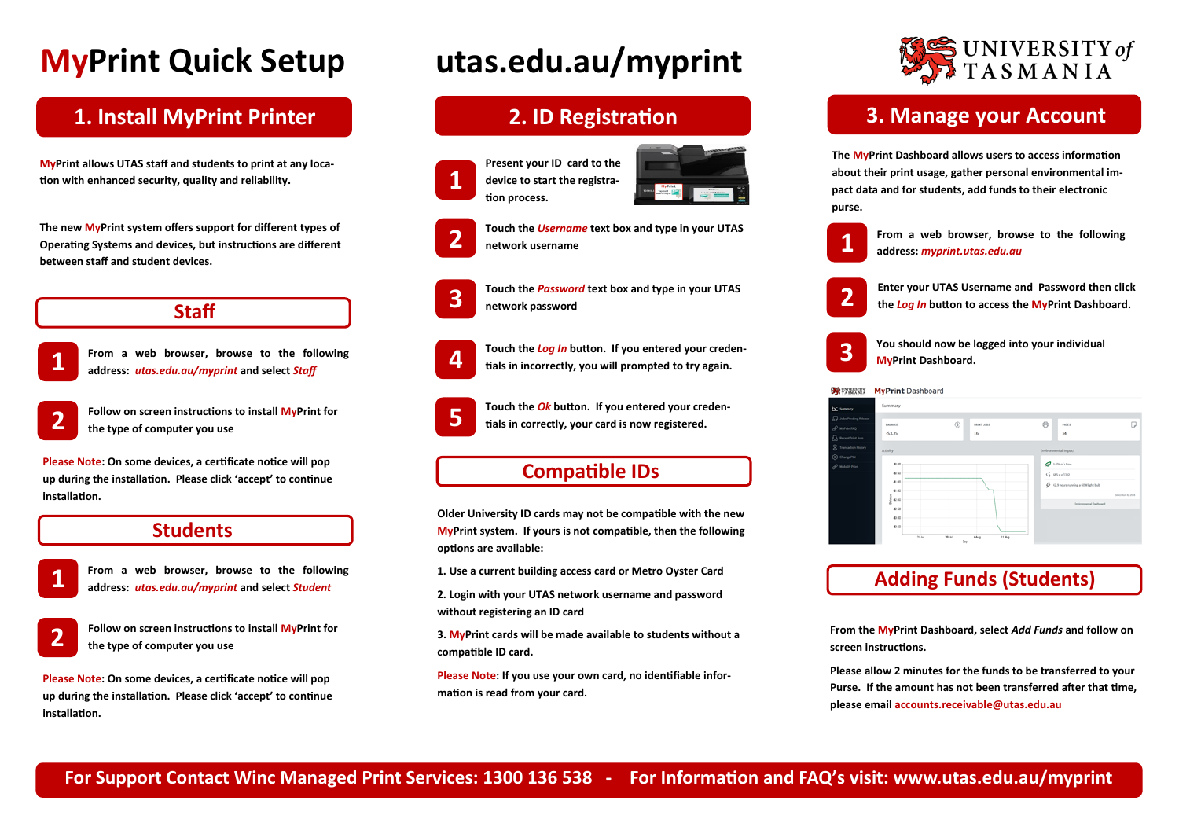# MyPrint Quick Setup

# utas.edu.au/myprint

UNIVERSITY of TASMANIA

## 1. Install MyPrint Printer

MyPrint allows UTAS staff and students to print at any location with enhanced security, quality and reliability.

The new MyPrint system offers support for different types of Operating Systems and devices, but instructions are different between staff and student devices.

### Staff

1. From a web browser, browse to the following address: *utas.edu.au/myprint* and select *Staff*
2. Follow on screen instructions to install MyPrint for the type of computer you use

Please Note: On some devices, a certificate notice will pop up during the installation. Please click 'accept' to continue installation.

### Students

1. From a web browser, browse to the following address: *utas.edu.au/myprint* and select *Student*
2. Follow on screen instructions to install MyPrint for the type of computer you use

Please Note: On some devices, a certificate notice will pop up during the installation. Please click 'accept' to continue installation.

## 2. ID Registration

1. Present your ID card to the device to start the registration process.
2. Touch the *Username* text box and type in your UTAS network username
3. Touch the *Password* text box and type in your UTAS network password
4. Touch the *Log In* button. If you entered your credentials incorrectly, you will prompted to try again.
5. Touch the *Ok* button. If you entered your credentials in correctly, your card is now registered.

### Compatible IDs

Older University ID cards may not be compatible with the new MyPrint system. If yours is not compatible, then the following options are available:

1. Use a current building access card or Metro Oyster Card
2. Login with your UTAS network username and password without registering an ID card
3. MyPrint cards will be made available to students without a compatible ID card.

Please Note: If you use your own card, no identifiable information is read from your card.

## 3. Manage your Account

The MyPrint Dashboard allows users to access information about their print usage, gather personal environmental impact data and for students, add funds to their electronic purse.

1. From a web browser, browse to the following address: *myprint.utas.edu.au*
2. Enter your UTAS Username and Password then click the *Log In* button to access the MyPrint Dashboard.
3. You should now be logged into your individual MyPrint Dashboard.

### Adding Funds (Students)

From the MyPrint Dashboard, select *Add Funds* and follow on screen instructions.

Please allow 2 minutes for the funds to be transferred to your Purse. If the amount has not been transferred after that time, please email accounts.receivable@utas.edu.au

**For Support Contact Winc Managed Print Services: 1300 136 538 - For Information and FAQ's visit: www.utas.edu.au/myprint**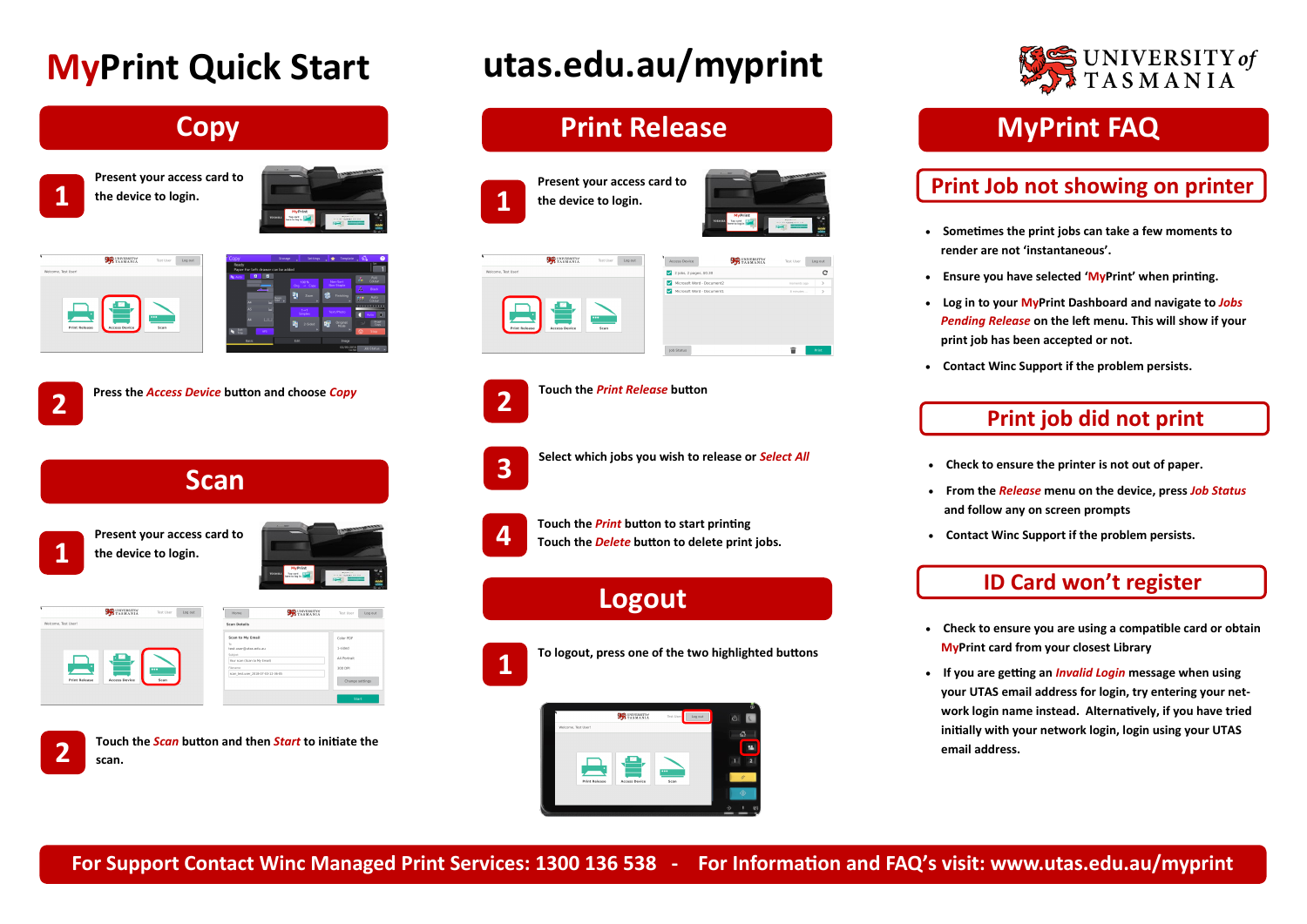# MyPrint Quick Start

# utas.edu.au/myprint

UNIVERSITY of TASMANIA

## Copy

**1** Present your access card to the device to login.

**2** Press the *Access Device* button and choose *Copy*

## Scan

**1** Present your access card to the device to login.

**2** Touch the *Scan* button and then *Start* to initiate the scan.

## Print Release

**1** Present your access card to the device to login.

**2** Touch the *Print Release* button

**3** Select which jobs you wish to release or *Select All*

**4** Touch the *Print* button to start printing
Touch the *Delete* button to delete print jobs.

## Logout

**1** To logout, press one of the two highlighted buttons

## MyPrint FAQ

### Print Job not showing on printer

- Sometimes the print jobs can take a few moments to render are not 'instantaneous'.
- Ensure you have selected 'MyPrint' when printing.
- Log in to your MyPrint Dashboard and navigate to *Jobs Pending Release* on the left menu. This will show if your print job has been accepted or not.
- Contact Winc Support if the problem persists.

### Print job did not print

- Check to ensure the printer is not out of paper.
- From the *Release* menu on the device, press *Job Status* and follow any on screen prompts
- Contact Winc Support if the problem persists.

### ID Card won't register

- Check to ensure you are using a compatible card or obtain MyPrint card from your closest Library
- If you are getting an *Invalid Login* message when using your UTAS email address for login, try entering your network login name instead. Alternatively, if you have tried initially with your network login, login using your UTAS email address.

**For Support Contact Winc Managed Print Services: 1300 136 538 - For Information and FAQ's visit: www.utas.edu.au/myprint**